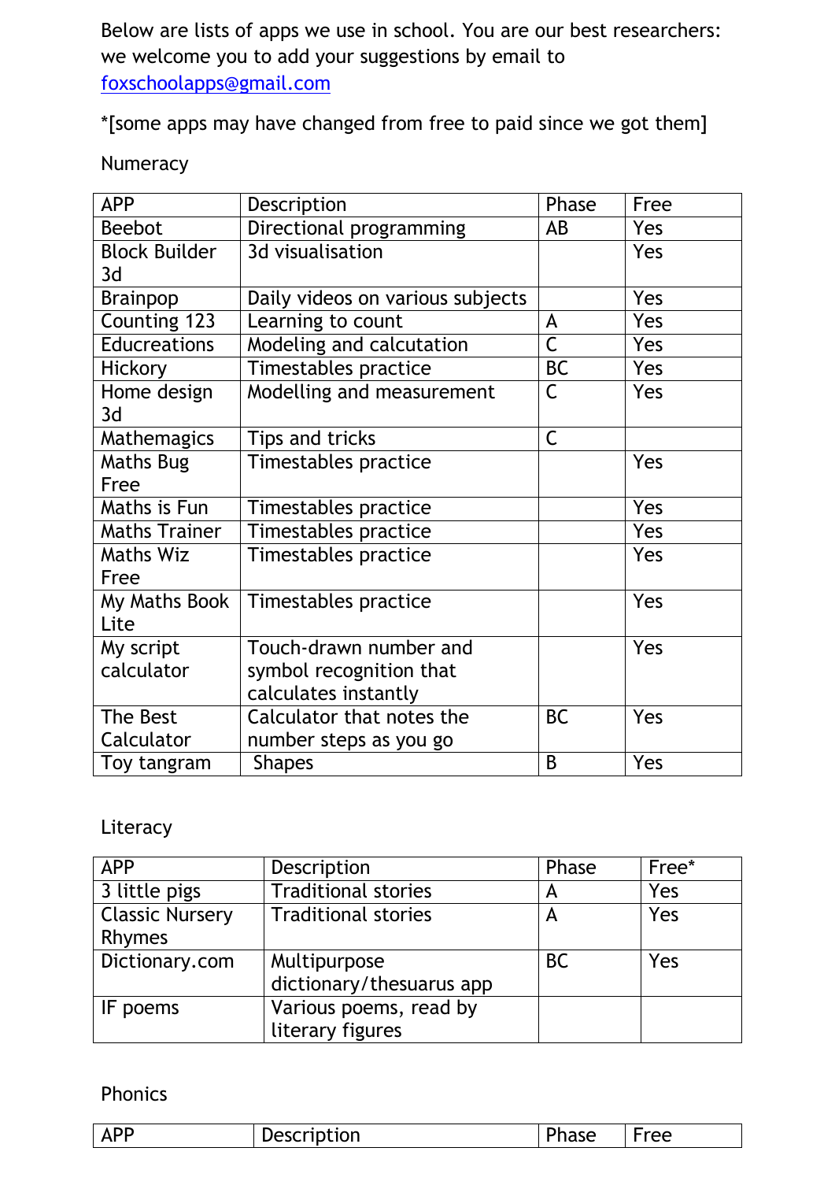Below are lists of apps we use in school. You are our best researchers: we welcome you to add your suggestions by email to foxschoolapps@gmail.com

*[some apps may have changed from free to paid since we got them]

Numeracy

| APP | Description | Phase | Free |
|---|---|---|---|
| Beebot | Directional programming | AB | Yes |
| Block Builder 3d | 3d visualisation | | Yes |
| Brainpop | Daily videos on various subjects | | Yes |
| Counting 123 | Learning to count | A | Yes |
| Educreations | Modeling and calcutation | C | Yes |
| Hickory | Timestables practice | BC | Yes |
| Home design 3d | Modelling and measurement | C | Yes |
| Mathemagics | Tips and tricks | C | |
| Maths Bug Free | Timestables practice | | Yes |
| Maths is Fun | Timestables practice | | Yes |
| Maths Trainer | Timestables practice | | Yes |
| Maths Wiz Free | Timestables practice | | Yes |
| My Maths Book Lite | Timestables practice | | Yes |
| My script calculator | Touch-drawn number and symbol recognition that calculates instantly | | Yes |
| The Best Calculator | Calculator that notes the number steps as you go | BC | Yes |
| Toy tangram | Shapes | B | Yes |

Literacy

| APP | Description | Phase | Free* |
|---|---|---|---|
| 3 little pigs | Traditional stories | A | Yes |
| Classic Nursery Rhymes | Traditional stories | A | Yes |
| Dictionary.com | Multipurpose dictionary/thesuarus app | BC | Yes |
| IF poems | Various poems, read by literary figures | | |

Phonics

| APP | Description | Phase | Free |
|---|---|---|---|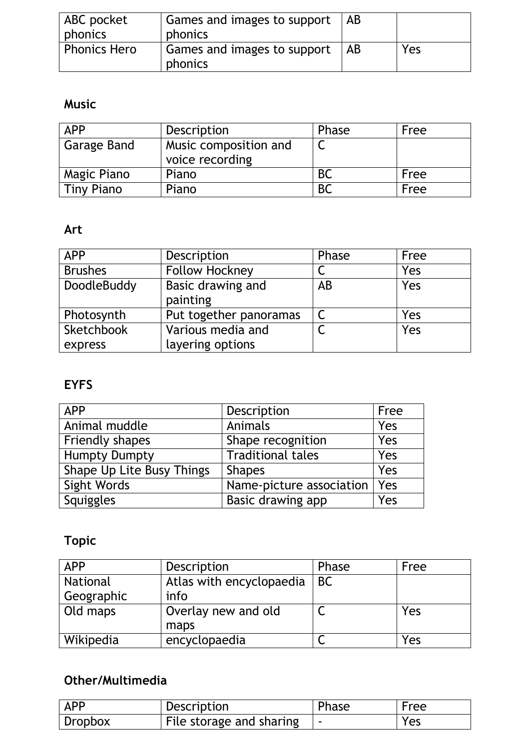| ABC pocket phonics | Games and images to support phonics | AB | |
|---|---|---|---|
| Phonics Hero | Games and images to support phonics | AB | Yes |

**Music**

| APP | Description | Phase | Free |
|---|---|---|---|
| Garage Band | Music composition and voice recording | C | |
| Magic Piano | Piano | BC | Free |
| Tiny Piano | Piano | BC | Free |

**Art**

| APP | Description | Phase | Free |
|---|---|---|---|
| Brushes | Follow Hockney | C | Yes |
| DoodleBuddy | Basic drawing and painting | AB | Yes |
| Photosynth | Put together panoramas | C | Yes |
| Sketchbook express | Various media and layering options | C | Yes |

**EYFS**

| APP | Description | Free |
|---|---|---|
| Animal muddle | Animals | Yes |
| Friendly shapes | Shape recognition | Yes |
| Humpty Dumpty | Traditional tales | Yes |
| Shape Up Lite Busy Things | Shapes | Yes |
| Sight Words | Name-picture association | Yes |
| Squiggles | Basic drawing app | Yes |

**Topic**

| APP | Description | Phase | Free |
|---|---|---|---|
| National Geographic | Atlas with encyclopaedia info | BC | |
| Old maps | Overlay new and old maps | C | Yes |
| Wikipedia | encyclopaedia | C | Yes |

**Other/Multimedia**

| APP | Description | Phase | Free |
|---|---|---|---|
| Dropbox | File storage and sharing | - | Yes |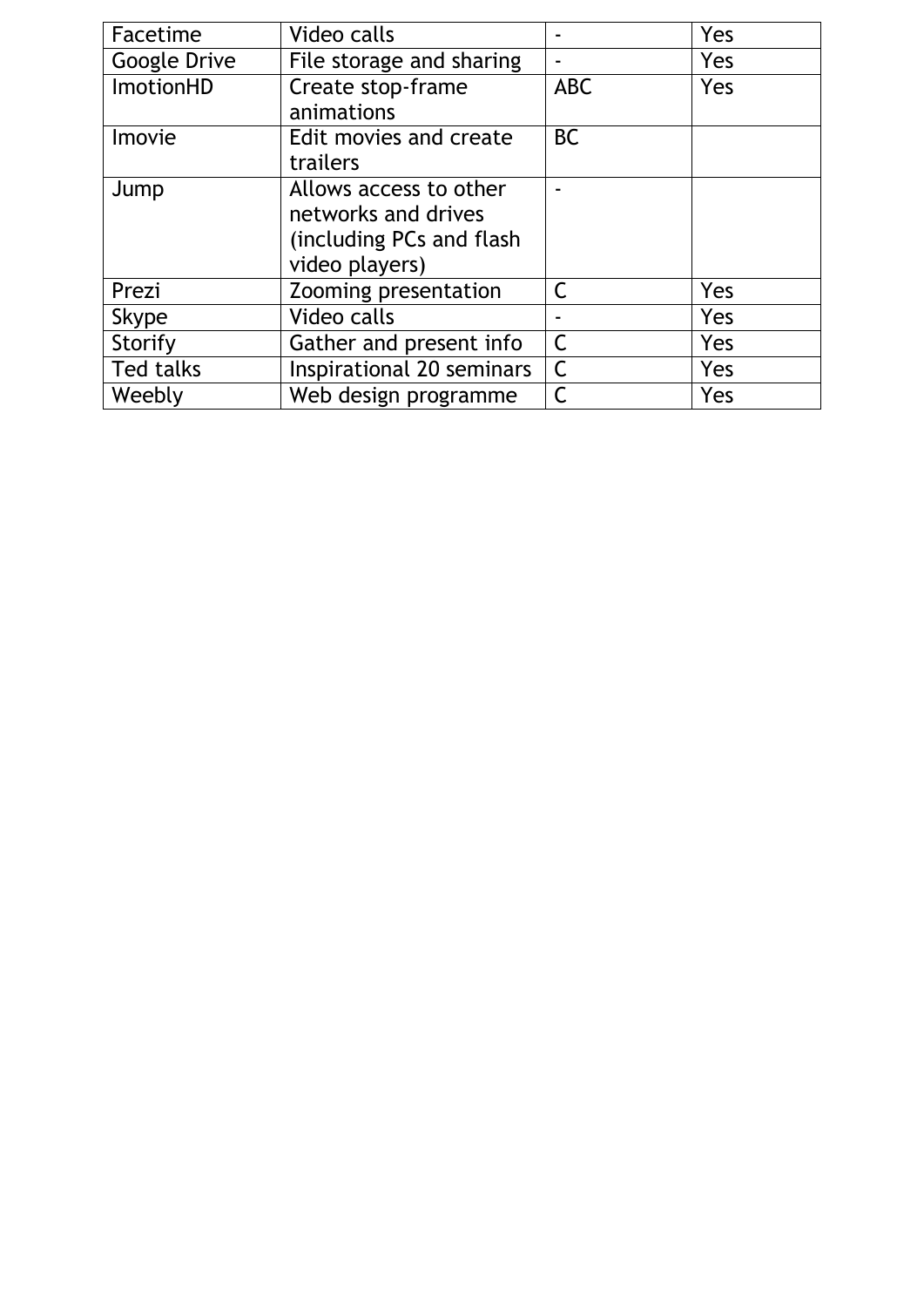| | | | |
|---|---|---|---|
| Facetime | Video calls | - | Yes |
| Google Drive | File storage and sharing | - | Yes |
| ImotionHD | Create stop-frame animations | ABC | Yes |
| Imovie | Edit movies and create trailers | BC | |
| Jump | Allows access to other networks and drives (including PCs and flash video players) | - | |
| Prezi | Zooming presentation | C | Yes |
| Skype | Video calls | - | Yes |
| Storify | Gather and present info | C | Yes |
| Ted talks | Inspirational 20 seminars | C | Yes |
| Weebly | Web design programme | C | Yes |